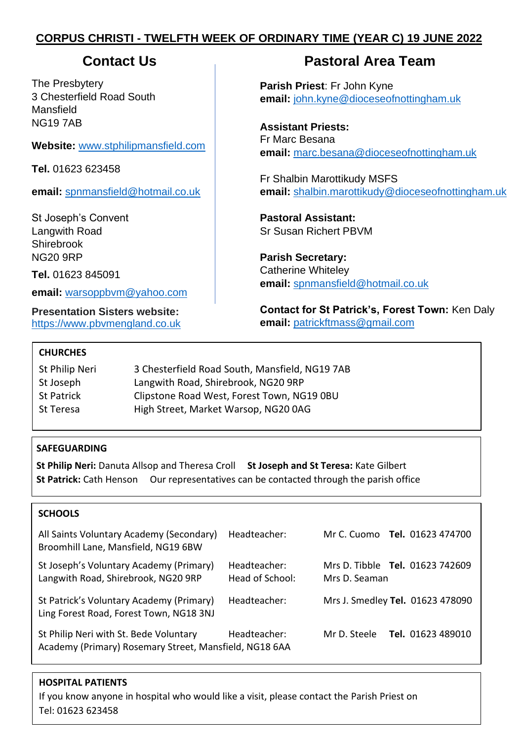**CORPUS CHRISTI - TWELFTH WEEK OF ORDINARY TIME (YEAR C) 19 JUNE 2022**

## Contact Us

The Presbytery
3 Chesterfield Road South
Mansfield
NG19 7AB

**Website:** www.stphilipmansfield.com

**Tel.** 01623 623458

**email:** spnmansfield@hotmail.co.uk

St Joseph's Convent
Langwith Road
Shirebrook
NG20 9RP

**Tel.** 01623 845091

**email:** warsoppbvm@yahoo.com

**Presentation Sisters website:**
https://www.pbvmengland.co.uk

## Pastoral Area Team

**Parish Priest**: Fr John Kyne
**email:** john.kyne@dioceseofnottingham.uk

**Assistant Priests:**
Fr Marc Besana
**email:** marc.besana@dioceseofnottingham.uk

Fr Shalbin Marottikudy MSFS
**email:** shalbin.marottikudy@dioceseofnottingham.uk

**Pastoral Assistant:**
Sr Susan Richert PBVM

**Parish Secretary:**
Catherine Whiteley
**email:** spnmansfield@hotmail.co.uk

**Contact for St Patrick's, Forest Town:** Ken Daly
**email:** patrickftmass@gmail.com

**CHURCHES**

| | |
|---|---|
| St Philip Neri | 3 Chesterfield Road South, Mansfield, NG19 7AB |
| St Joseph | Langwith Road, Shirebrook, NG20 9RP |
| St Patrick | Clipstone Road West, Forest Town, NG19 0BU |
| St Teresa | High Street, Market Warsop, NG20 0AG |

**SAFEGUARDING**

**St Philip Neri:** Danuta Allsop and Theresa Croll **St Joseph and St Teresa:** Kate Gilbert
**St Patrick:** Cath Henson Our representatives can be contacted through the parish office

**SCHOOLS**

| | | | |
|---|---|---|---|
| All Saints Voluntary Academy (Secondary) Broomhill Lane, Mansfield, NG19 6BW | Headteacher: | Mr C. Cuomo | **Tel.** 01623 474700 |
| St Joseph's Voluntary Academy (Primary) Langwith Road, Shirebrook, NG20 9RP | Headteacher: Head of School: | Mrs D. Tibble Mrs D. Seaman | **Tel.** 01623 742609 |
| St Patrick's Voluntary Academy (Primary) Ling Forest Road, Forest Town, NG18 3NJ | Headteacher: | Mrs J. Smedley | **Tel.** 01623 478090 |
| St Philip Neri with St. Bede Voluntary Academy (Primary) Rosemary Street, Mansfield, NG18 6AA | Headteacher: | Mr D. Steele | **Tel.** 01623 489010 |

**HOSPITAL PATIENTS**

If you know anyone in hospital who would like a visit, please contact the Parish Priest on Tel: 01623 623458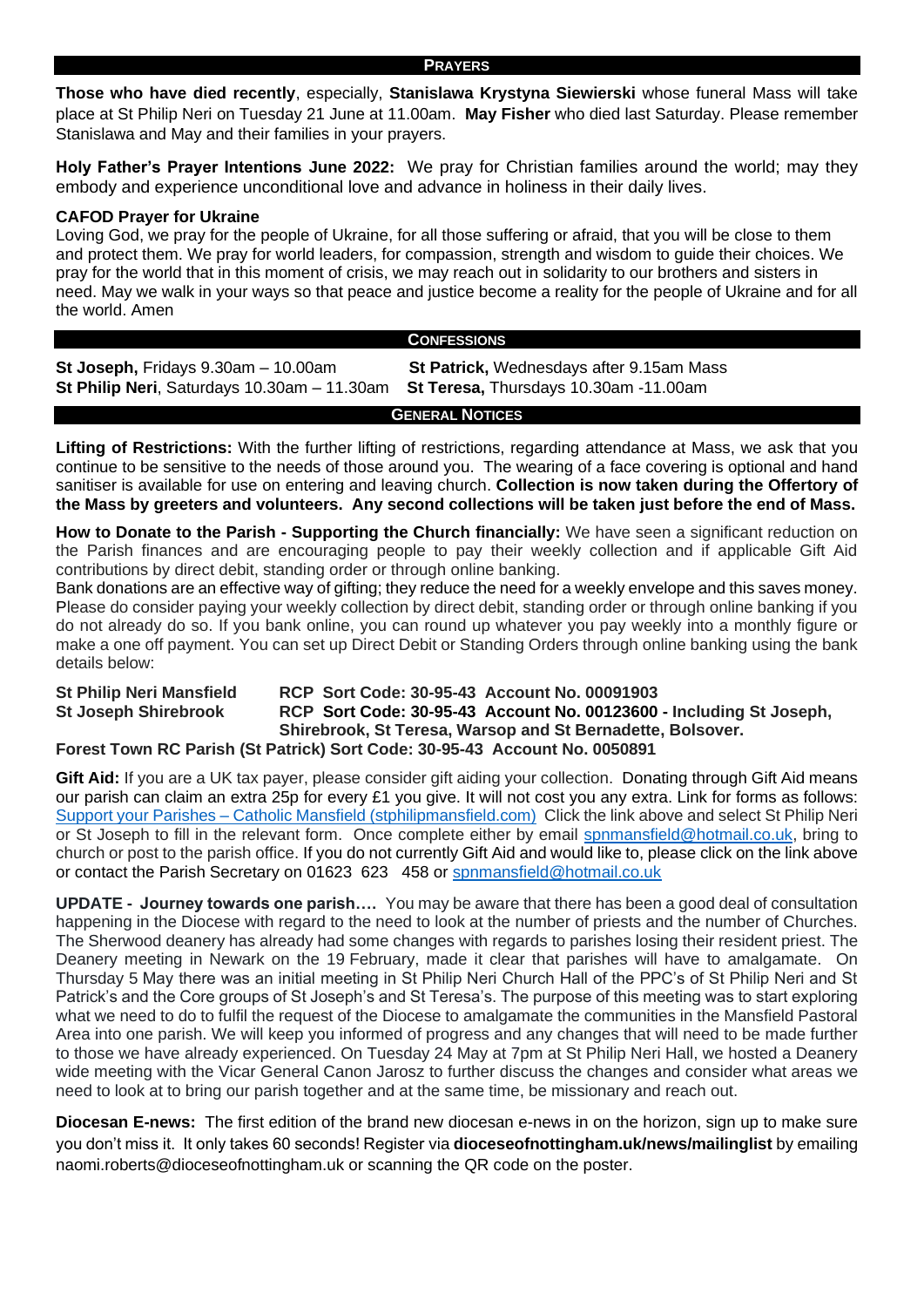## PRAYERS

**Those who have died recently**, especially, **Stanislawa Krystyna Siewierski** whose funeral Mass will take place at St Philip Neri on Tuesday 21 June at 11.00am. **May Fisher** who died last Saturday. Please remember Stanislawa and May and their families in your prayers.

**Holy Father's Prayer Intentions June 2022:** We pray for Christian families around the world; may they embody and experience unconditional love and advance in holiness in their daily lives.

**CAFOD Prayer for Ukraine**
Loving God, we pray for the people of Ukraine, for all those suffering or afraid, that you will be close to them and protect them. We pray for world leaders, for compassion, strength and wisdom to guide their choices. We pray for the world that in this moment of crisis, we may reach out in solidarity to our brothers and sisters in need. May we walk in your ways so that peace and justice become a reality for the people of Ukraine and for all the world. Amen

## CONFESSIONS

**St Joseph,** Fridays 9.30am – 10.00am
**St Philip Neri**, Saturdays 10.30am – 11.30am
**St Patrick,** Wednesdays after 9.15am Mass
**St Teresa,** Thursdays 10.30am -11.00am

## GENERAL NOTICES

**Lifting of Restrictions:** With the further lifting of restrictions, regarding attendance at Mass, we ask that you continue to be sensitive to the needs of those around you. The wearing of a face covering is optional and hand sanitiser is available for use on entering and leaving church. **Collection is now taken during the Offertory of the Mass by greeters and volunteers. Any second collections will be taken just before the end of Mass.**

**How to Donate to the Parish - Supporting the Church financially:** We have seen a significant reduction on the Parish finances and are encouraging people to pay their weekly collection and if applicable Gift Aid contributions by direct debit, standing order or through online banking.
Bank donations are an effective way of gifting; they reduce the need for a weekly envelope and this saves money. Please do consider paying your weekly collection by direct debit, standing order or through online banking if you do not already do so. If you bank online, you can round up whatever you pay weekly into a monthly figure or make a one off payment. You can set up Direct Debit or Standing Orders through online banking using the bank details below:

**St Philip Neri Mansfield** — **RCP Sort Code: 30-95-43 Account No. 00091903**
**St Joseph Shirebrook** — **RCP Sort Code: 30-95-43 Account No. 00123600 - Including St Joseph, Shirebrook, St Teresa, Warsop and St Bernadette, Bolsover.**
**Forest Town RC Parish (St Patrick) Sort Code: 30-95-43 Account No. 0050891**

**Gift Aid:** If you are a UK tax payer, please consider gift aiding your collection. Donating through Gift Aid means our parish can claim an extra 25p for every £1 you give. It will not cost you any extra. Link for forms as follows: Support your Parishes – Catholic Mansfield (stphilipmansfield.com) Click the link above and select St Philip Neri or St Joseph to fill in the relevant form. Once complete either by email spnmansfield@hotmail.co.uk, bring to church or post to the parish office. If you do not currently Gift Aid and would like to, please click on the link above or contact the Parish Secretary on 01623 623 458 or spnmansfield@hotmail.co.uk

**UPDATE - Journey towards one parish….** You may be aware that there has been a good deal of consultation happening in the Diocese with regard to the need to look at the number of priests and the number of Churches. The Sherwood deanery has already had some changes with regards to parishes losing their resident priest. The Deanery meeting in Newark on the 19 February, made it clear that parishes will have to amalgamate. On Thursday 5 May there was an initial meeting in St Philip Neri Church Hall of the PPC's of St Philip Neri and St Patrick's and the Core groups of St Joseph's and St Teresa's. The purpose of this meeting was to start exploring what we need to do to fulfil the request of the Diocese to amalgamate the communities in the Mansfield Pastoral Area into one parish. We will keep you informed of progress and any changes that will need to be made further to those we have already experienced. On Tuesday 24 May at 7pm at St Philip Neri Hall, we hosted a Deanery wide meeting with the Vicar General Canon Jarosz to further discuss the changes and consider what areas we need to look at to bring our parish together and at the same time, be missionary and reach out.

**Diocesan E-news:** The first edition of the brand new diocesan e-news in on the horizon, sign up to make sure you don't miss it. It only takes 60 seconds! Register via **dioceseofnottingham.uk/news/mailinglist** by emailing naomi.roberts@dioceseofnottingham.uk or scanning the QR code on the poster.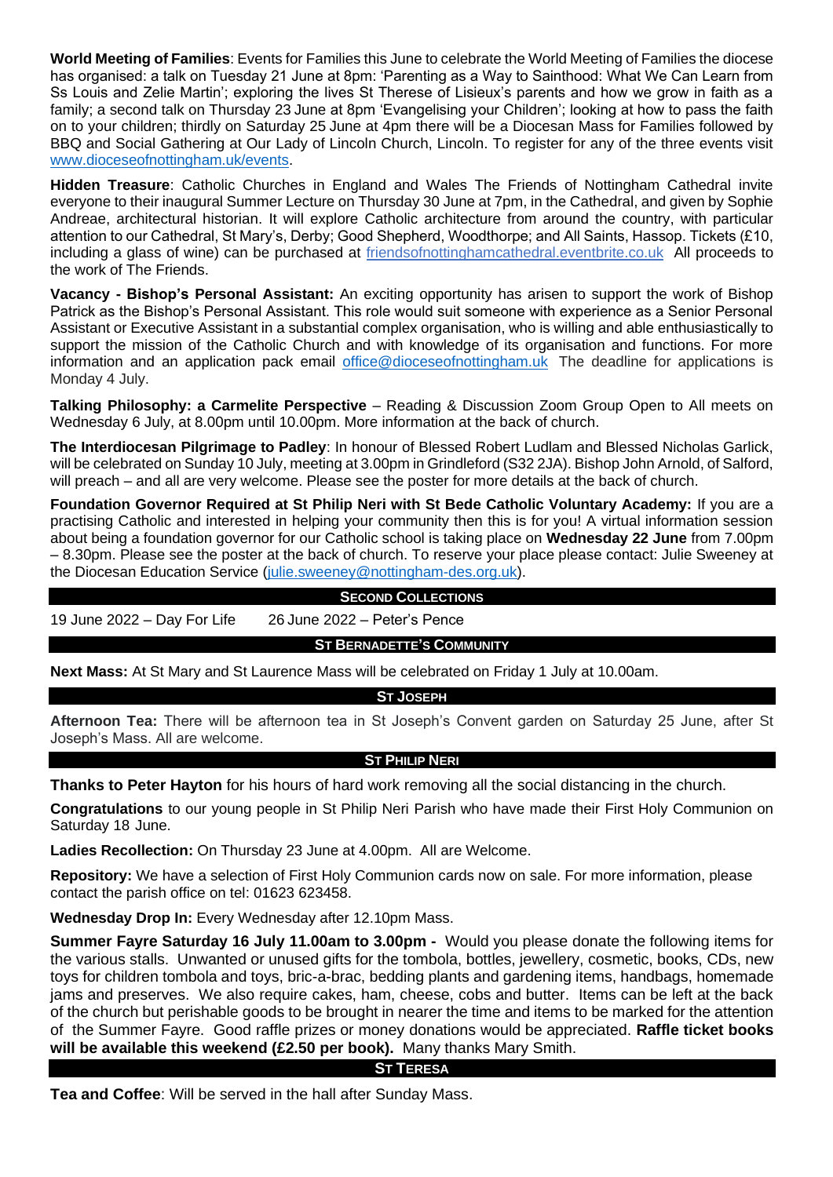**World Meeting of Families**: Events for Families this June to celebrate the World Meeting of Families the diocese has organised: a talk on Tuesday 21 June at 8pm: 'Parenting as a Way to Sainthood: What We Can Learn from Ss Louis and Zelie Martin'; exploring the lives St Therese of Lisieux's parents and how we grow in faith as a family; a second talk on Thursday 23 June at 8pm 'Evangelising your Children'; looking at how to pass the faith on to your children; thirdly on Saturday 25 June at 4pm there will be a Diocesan Mass for Families followed by BBQ and Social Gathering at Our Lady of Lincoln Church, Lincoln. To register for any of the three events visit www.dioceseofnottingham.uk/events.

**Hidden Treasure**: Catholic Churches in England and Wales The Friends of Nottingham Cathedral invite everyone to their inaugural Summer Lecture on Thursday 30 June at 7pm, in the Cathedral, and given by Sophie Andreae, architectural historian. It will explore Catholic architecture from around the country, with particular attention to our Cathedral, St Mary's, Derby; Good Shepherd, Woodthorpe; and All Saints, Hassop. Tickets (£10, including a glass of wine) can be purchased at friendsofnottinghamcathedral.eventbrite.co.uk All proceeds to the work of The Friends.

**Vacancy - Bishop's Personal Assistant:** An exciting opportunity has arisen to support the work of Bishop Patrick as the Bishop's Personal Assistant. This role would suit someone with experience as a Senior Personal Assistant or Executive Assistant in a substantial complex organisation, who is willing and able enthusiastically to support the mission of the Catholic Church and with knowledge of its organisation and functions. For more information and an application pack email office@dioceseofnottingham.uk The deadline for applications is Monday 4 July.

**Talking Philosophy: a Carmelite Perspective** – Reading & Discussion Zoom Group Open to All meets on Wednesday 6 July, at 8.00pm until 10.00pm. More information at the back of church.

**The Interdiocesan Pilgrimage to Padley**: In honour of Blessed Robert Ludlam and Blessed Nicholas Garlick, will be celebrated on Sunday 10 July, meeting at 3.00pm in Grindleford (S32 2JA). Bishop John Arnold, of Salford, will preach – and all are very welcome. Please see the poster for more details at the back of church.

**Foundation Governor Required at St Philip Neri with St Bede Catholic Voluntary Academy:** If you are a practising Catholic and interested in helping your community then this is for you! A virtual information session about being a foundation governor for our Catholic school is taking place on **Wednesday 22 June** from 7.00pm – 8.30pm. Please see the poster at the back of church. To reserve your place please contact: Julie Sweeney at the Diocesan Education Service (julie.sweeney@nottingham-des.org.uk).

## Second Collections

19 June 2022 – Day For Life    26 June 2022 – Peter's Pence

## St Bernadette's Community

**Next Mass:** At St Mary and St Laurence Mass will be celebrated on Friday 1 July at 10.00am.

## St Joseph

**Afternoon Tea:** There will be afternoon tea in St Joseph's Convent garden on Saturday 25 June, after St Joseph's Mass. All are welcome.

## St Philip Neri

**Thanks to Peter Hayton** for his hours of hard work removing all the social distancing in the church.

**Congratulations** to our young people in St Philip Neri Parish who have made their First Holy Communion on Saturday 18 June.

**Ladies Recollection:** On Thursday 23 June at 4.00pm. All are Welcome.

**Repository:** We have a selection of First Holy Communion cards now on sale. For more information, please contact the parish office on tel: 01623 623458.

**Wednesday Drop In:** Every Wednesday after 12.10pm Mass.

**Summer Fayre Saturday 16 July 11.00am to 3.00pm -** Would you please donate the following items for the various stalls. Unwanted or unused gifts for the tombola, bottles, jewellery, cosmetic, books, CDs, new toys for children tombola and toys, bric-a-brac, bedding plants and gardening items, handbags, homemade jams and preserves. We also require cakes, ham, cheese, cobs and butter. Items can be left at the back of the church but perishable goods to be brought in nearer the time and items to be marked for the attention of the Summer Fayre. Good raffle prizes or money donations would be appreciated. **Raffle ticket books will be available this weekend (£2.50 per book).** Many thanks Mary Smith.

## St Teresa

**Tea and Coffee**: Will be served in the hall after Sunday Mass.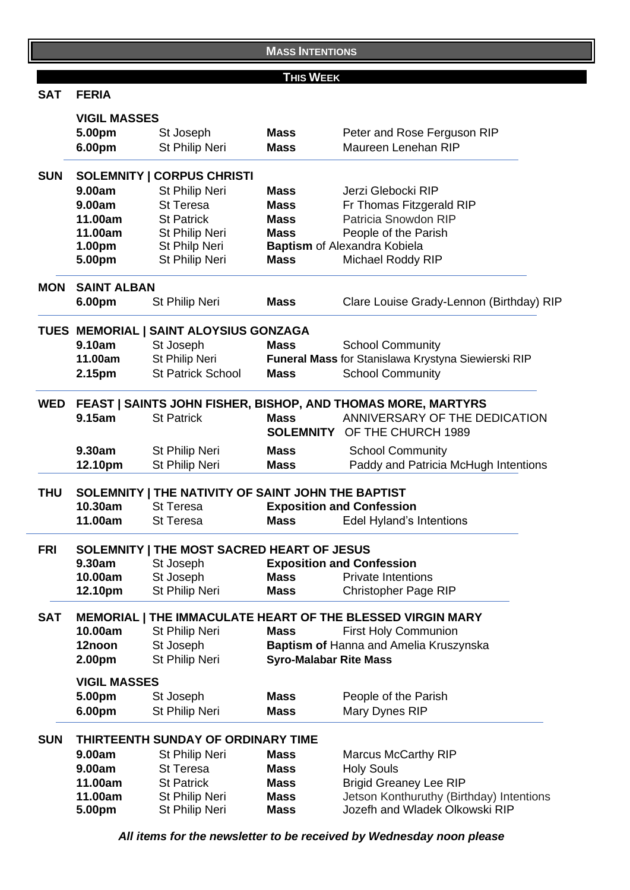# MASS INTENTIONS

## THIS WEEK

| | | | | |
|---|---|---|---|---|
| **SAT** | **FERIA** | | | |
| | **VIGIL MASSES** | | | |
| | **5.00pm** | St Joseph | **Mass** | Peter and Rose Ferguson RIP |
| | **6.00pm** | St Philip Neri | **Mass** | Maureen Lenehan RIP |
| **SUN** | **SOLEMNITY \| CORPUS CHRISTI** | | | |
| | **9.00am** | St Philip Neri | **Mass** | Jerzi Glebocki RIP |
| | **9.00am** | St Teresa | **Mass** | Fr Thomas Fitzgerald RIP |
| | **11.00am** | St Patrick | **Mass** | Patricia Snowdon RIP |
| | **11.00am** | St Philip Neri | **Mass** | People of the Parish |
| | **1.00pm** | St Philp Neri | **Baptism** of Alexandra Kobiela | |
| | **5.00pm** | St Philip Neri | **Mass** | Michael Roddy RIP |
| **MON** | **SAINT ALBAN** | | | |
| | **6.00pm** | St Philip Neri | **Mass** | Clare Louise Grady-Lennon (Birthday) RIP |
| **TUES** | **MEMORIAL \| SAINT ALOYSIUS GONZAGA** | | | |
| | **9.10am** | St Joseph | **Mass** | School Community |
| | **11.00am** | St Philip Neri | **Funeral Mass** for Stanislawa Krystyna Siewierski RIP | |
| | **2.15pm** | St Patrick School | **Mass** | School Community |
| **WED** | **FEAST \| SAINTS JOHN FISHER, BISHOP, AND THOMAS MORE, MARTYRS** | | | |
| | **9.15am** | St Patrick | **Mass SOLEMNITY** | ANNIVERSARY OF THE DEDICATION OF THE CHURCH 1989 |
| | **9.30am** | St Philip Neri | **Mass** | School Community |
| | **12.10pm** | St Philip Neri | **Mass** | Paddy and Patricia McHugh Intentions |
| **THU** | **SOLEMNITY \| THE NATIVITY OF SAINT JOHN THE BAPTIST** | | | |
| | **10.30am** | St Teresa | **Exposition and Confession** | |
| | **11.00am** | St Teresa | **Mass** | Edel Hyland's Intentions |
| **FRI** | **SOLEMNITY \| THE MOST SACRED HEART OF JESUS** | | | |
| | **9.30am** | St Joseph | **Exposition and Confession** | |
| | **10.00am** | St Joseph | **Mass** | Private Intentions |
| | **12.10pm** | St Philip Neri | **Mass** | Christopher Page RIP |
| **SAT** | **MEMORIAL \| THE IMMACULATE HEART OF THE BLESSED VIRGIN MARY** | | | |
| | **10.00am** | St Philip Neri | **Mass** | First Holy Communion |
| | **12noon** | St Joseph | **Baptism of** Hanna and Amelia Kruszynska | |
| | **2.00pm** | St Philip Neri | **Syro-Malabar Rite Mass** | |
| | **VIGIL MASSES** | | | |
| | **5.00pm** | St Joseph | **Mass** | People of the Parish |
| | **6.00pm** | St Philip Neri | **Mass** | Mary Dynes RIP |
| **SUN** | **THIRTEENTH SUNDAY OF ORDINARY TIME** | | | |
| | **9.00am** | St Philip Neri | **Mass** | Marcus McCarthy RIP |
| | **9.00am** | St Teresa | **Mass** | Holy Souls |
| | **11.00am** | St Patrick | **Mass** | Brigid Greaney Lee RIP |
| | **11.00am** | St Philip Neri | **Mass** | Jetson Konthuruthy (Birthday) Intentions |
| | **5.00pm** | St Philip Neri | **Mass** | Jozefh and Wladek Olkowski RIP |

***All items for the newsletter to be received by Wednesday noon please***